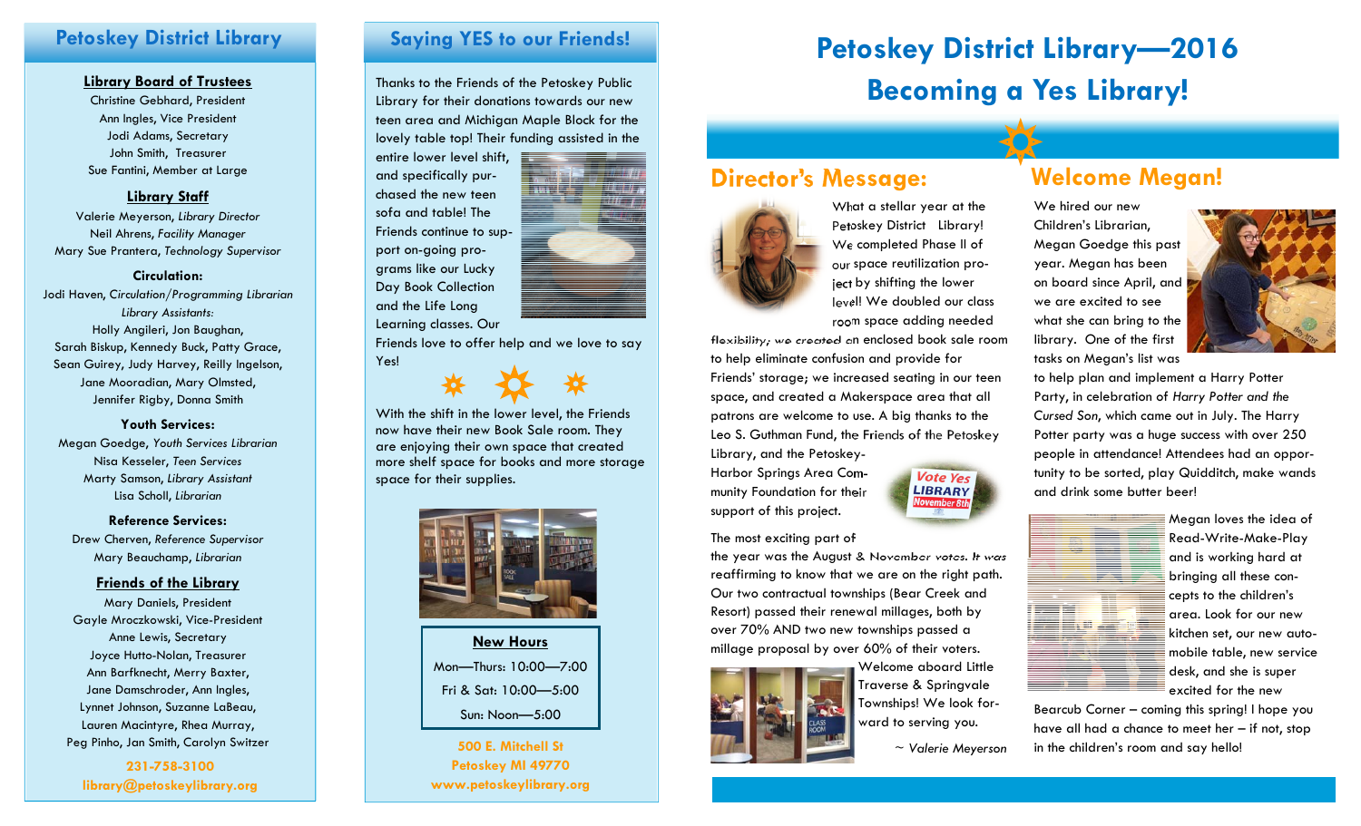## Petoskey District Library

**Library Board of Trustees**

Christine Gebhard, President
Ann Ingles, Vice President
Jodi Adams, Secretary
John Smith, Treasurer
Sue Fantini, Member at Large

**Library Staff**

Valerie Meyerson, *Library Director*
Neil Ahrens, *Facility Manager*
Mary Sue Prantera, *Technology Supervisor*

**Circulation:**

Jodi Haven, *Circulation/Programming Librarian*
*Library Assistants:*
Holly Angileri, Jon Baughan,
Sarah Biskup, Kennedy Buck, Patty Grace,
Sean Guirey, Judy Harvey, Reilly Ingelson,
Jane Mooradian, Mary Olmsted,
Jennifer Rigby, Donna Smith

**Youth Services:**

Megan Goedge, *Youth Services Librarian*
Nisa Kesseler, *Teen Services*
Marty Samson, *Library Assistant*
Lisa Scholl, *Librarian*

**Reference Services:**

Drew Cherven, *Reference Supervisor*
Mary Beauchamp, *Librarian*

**Friends of the Library**

Mary Daniels, President
Gayle Mroczkowski, Vice-President
Anne Lewis, Secretary
Joyce Hutto-Nolan, Treasurer
Ann Barfknecht, Merry Baxter,
Jane Damschroder, Ann Ingles,
Lynnet Johnson, Suzanne LaBeau,
Lauren Macintyre, Rhea Murray,
Peg Pinho, Jan Smith, Carolyn Switzer

**231-758-3100**
**library@petoskeylibrary.org**

## Saying YES to our Friends!

Thanks to the Friends of the Petoskey Public Library for their donations towards our new teen area and Michigan Maple Block for the lovely table top! Their funding assisted in the entire lower level shift, and specifically purchased the new teen sofa and table! The Friends continue to support on-going programs like our Lucky Day Book Collection and the Life Long Learning classes. Our Friends love to offer help and we love to say Yes!

With the shift in the lower level, the Friends now have their new Book Sale room. They are enjoying their own space that created more shelf space for books and more storage space for their supplies.

**New Hours**

Mon—Thurs: 10:00—7:00
Fri & Sat: 10:00—5:00
Sun: Noon—5:00

**500 E. Mitchell St**
**Petoskey MI 49770**
**www.petoskeylibrary.org**

# Petoskey District Library—2016
# Becoming a Yes Library!

## Director's Message:

What a stellar year at the Petoskey District Library! We completed Phase II of our space reutilization project by shifting the lower level! We doubled our class room space adding needed flexibility; we created an enclosed book sale room to help eliminate confusion and provide for Friends' storage; we increased seating in our teen space, and created a Makerspace area that all patrons are welcome to use. A big thanks to the Leo S. Guthman Fund, the Friends of the Petoskey Library, and the Petoskey-Harbor Springs Area Community Foundation for their support of this project.

The most exciting part of the year was the August & November votes. It was reaffirming to know that we are on the right path. Our two contractual townships (Bear Creek and Resort) passed their renewal millages, both by over 70% AND two new townships passed a millage proposal by over 60% of their voters. Welcome aboard Little Traverse & Springvale Townships! We look forward to serving you.

~ *Valerie Meyerson*

## Welcome Megan!

We hired our new Children's Librarian, Megan Goedge this past year. Megan has been on board since April, and we are excited to see what she can bring to the library. One of the first tasks on Megan's list was to help plan and implement a Harry Potter Party, in celebration of *Harry Potter and the Cursed Son*, which came out in July. The Harry Potter party was a huge success with over 250 people in attendance! Attendees had an opportunity to be sorted, play Quidditch, make wands and drink some butter beer!

Megan loves the idea of Read-Write-Make-Play and is working hard at bringing all these concepts to the children's area. Look for our new kitchen set, our new automobile table, new service desk, and she is super excited for the new Bearcub Corner – coming this spring! I hope you have all had a chance to meet her – if not, stop in the children's room and say hello!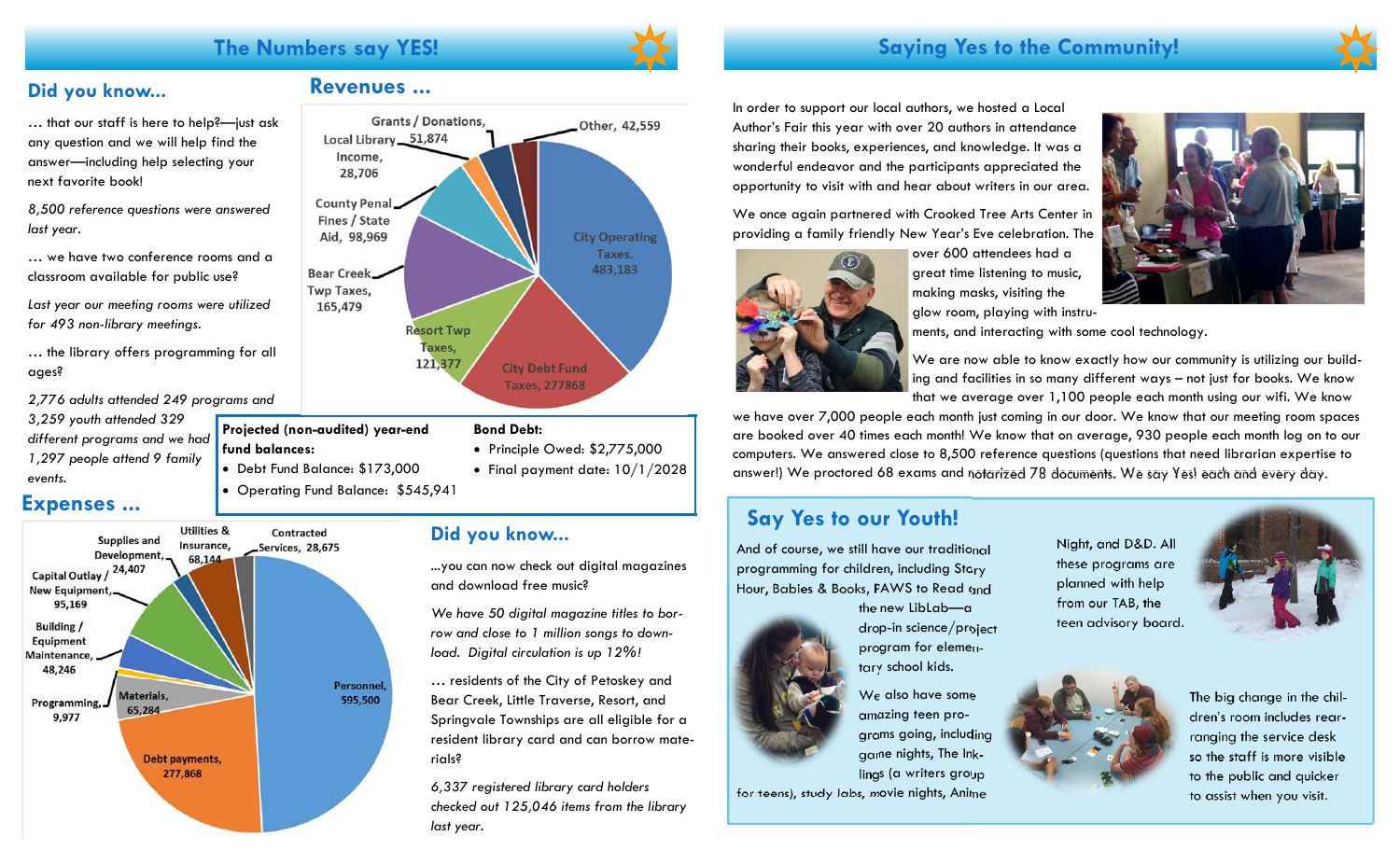## The Numbers say YES!

### Did you know...

… that our staff is here to help?—just ask any question and we will help find the answer—including help selecting your next favorite book!

*8,500 reference questions were answered last year.*

… we have two conference rooms and a classroom available for public use?

*Last year our meeting rooms were utilized for 493 non-library meetings.*

… the library offers programming for all ages?

*2,776 adults attended 249 programs and 3,259 youth attended 329 different programs and we had 1,297 people attend 9 family events.*

### Revenues …

Grants / Donations, 51,874
Other, 42,559
Local Library Income, 28,706
County Penal Fines / State Aid, 98,969
Bear Creek Twp Taxes, 165,479
Resort Twp Taxes, 121,377
City Operating Taxes, 483,183
City Debt Fund Taxes, 277868

**Projected (non-audited) year-end fund balances:**

- Debt Fund Balance: $173,000
- Operating Fund Balance: $545,941

**Bond Debt:**

- Principle Owed: $2,775,000
- Final payment date: 10/1/2028

### Expenses …

Utilities & Insurance, 68,144
Contracted Services, 28,675
Supplies and Development, 24,407
Capital Outlay / New Equipment, 95,169
Building / Equipment Maintenance, 48,246
Programming, 9,977
Materials, 65,284
Personnel, 595,500
Debt payments, 277,868

### Did you know...

…you can now check out digital magazines and download free music?

*We have 50 digital magazine titles to borrow and close to 1 million songs to download. Digital circulation is up 12%!*

… residents of the City of Petoskey and Bear Creek, Little Traverse, Resort, and Springvale Townships are all eligible for a resident library card and can borrow materials?

*6,337 registered library card holders checked out 125,046 items from the library last year.*

## Saying Yes to the Community!

In order to support our local authors, we hosted a Local Author's Fair this year with over 20 authors in attendance sharing their books, experiences, and knowledge. It was a wonderful endeavor and the participants appreciated the opportunity to visit with and hear about writers in our area.

We once again partnered with Crooked Tree Arts Center in providing a family friendly New Year's Eve celebration. The over 600 attendees had a great time listening to music, making masks, visiting the glow room, playing with instruments, and interacting with some cool technology.

We are now able to know exactly how our community is utilizing our building and facilities in so many different ways – not just for books. We know that we average over 1,100 people each month using our wifi. We know we have over 7,000 people each month just coming in our door. We know that our meeting room spaces are booked over 40 times each month! We know that on average, 930 people each month log on to our computers. We answered close to 8,500 reference questions (questions that need librarian expertise to answer!) We proctored 68 exams and notarized 78 documents. We say Yes! each and every day.

## Say Yes to our Youth!

And of course, we still have our traditional programming for children, including Story Hour, Babies & Books, PAWS to Read and the new LibLab—a drop-in science/project program for elementary school kids.

We also have some amazing teen programs going, including game nights, The Inklings (a writers group for teens), study labs, movie nights, Anime Night, and D&D. All these programs are planned with help from our TAB, the teen advisory board.

The big change in the children's room includes rearranging the service desk so the staff is more visible to the public and quicker to assist when you visit.